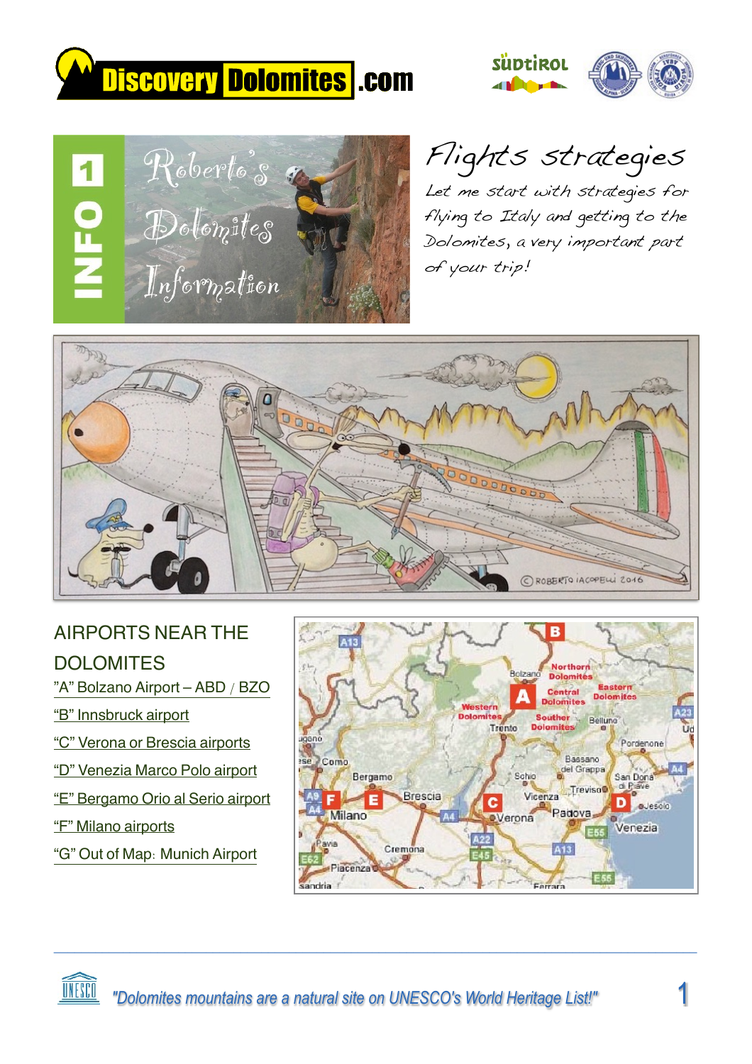# Flights strategies

*Let me start with strategies for flying to Italy and getting to the Dolomites, a very important part of your trip!*

## AIRPORTS NEAR THE DOLOMITES

- "A" Bolzano Airport – ABD / BZO
- "B" Innsbruck airport
- "C" Verona or Brescia airports
- "D" Venezia Marco Polo airport
- "E" Bergamo Orio al Serio airport
- "F" Milano airports
- "G" Out of Map: Munich Airport

*"Dolomites mountains are a natural site on UNESCO's World Heritage List!"*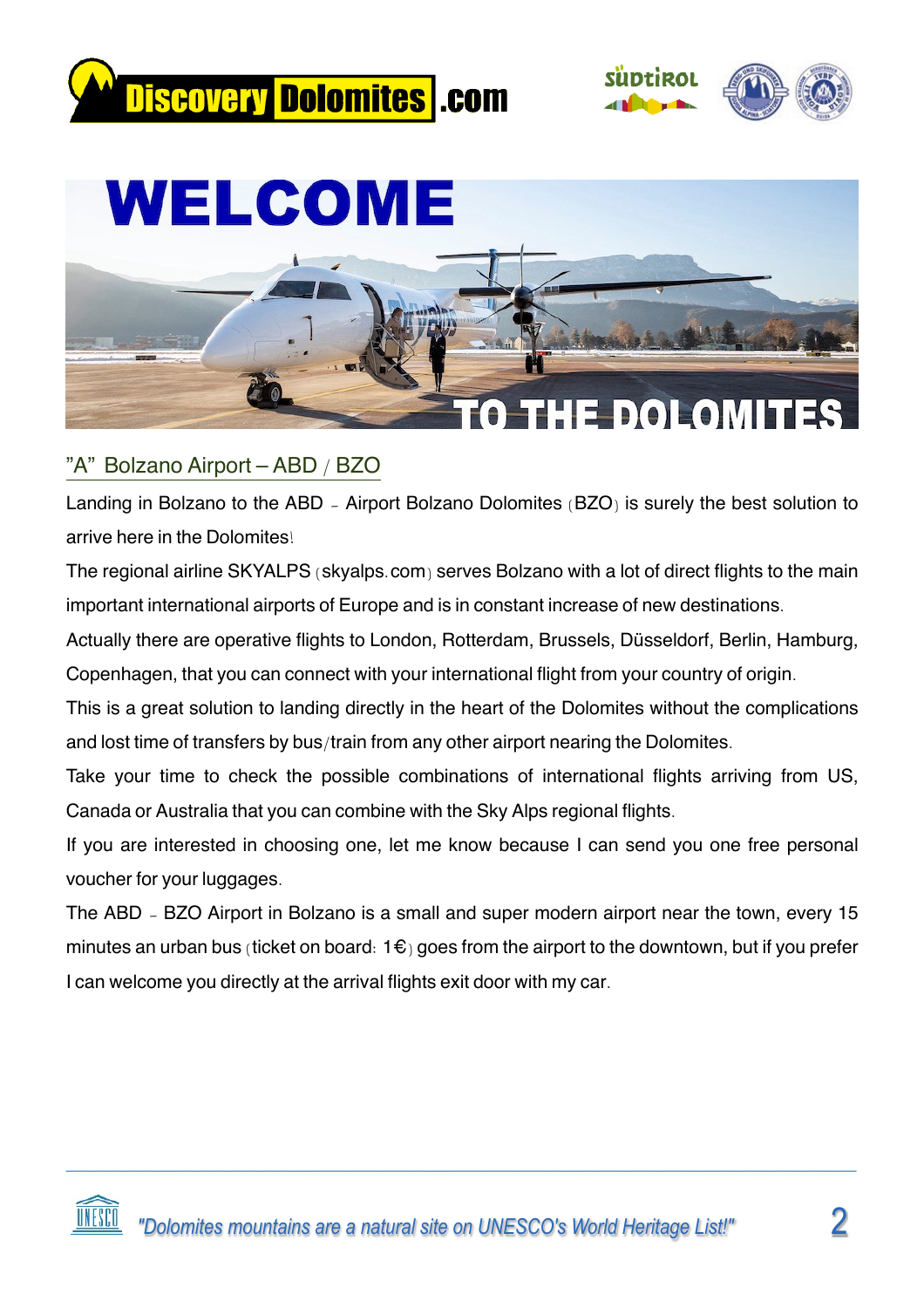# WELCOME TO THE DOLOMITES

## "A" Bolzano Airport – ABD / BZO

Landing in Bolzano to the ABD - Airport Bolzano Dolomites (BZO) is surely the best solution to arrive here in the Dolomites!

The regional airline SKYALPS (skyalps.com) serves Bolzano with a lot of direct flights to the main important international airports of Europe and is in constant increase of new destinations.

Actually there are operative flights to London, Rotterdam, Brussels, Düsseldorf, Berlin, Hamburg, Copenhagen, that you can connect with your international flight from your country of origin.

This is a great solution to landing directly in the heart of the Dolomites without the complications and lost time of transfers by bus/train from any other airport nearing the Dolomites.

Take your time to check the possible combinations of international flights arriving from US, Canada or Australia that you can combine with the Sky Alps regional flights.

If you are interested in choosing one, let me know because I can send you one free personal voucher for your luggages.

The ABD - BZO Airport in Bolzano is a small and super modern airport near the town, every 15 minutes an urban bus (ticket on board: 1€) goes from the airport to the downtown, but if you prefer I can welcome you directly at the arrival flights exit door with my car.

*"Dolomites mountains are a natural site on UNESCO's World Heritage List!"*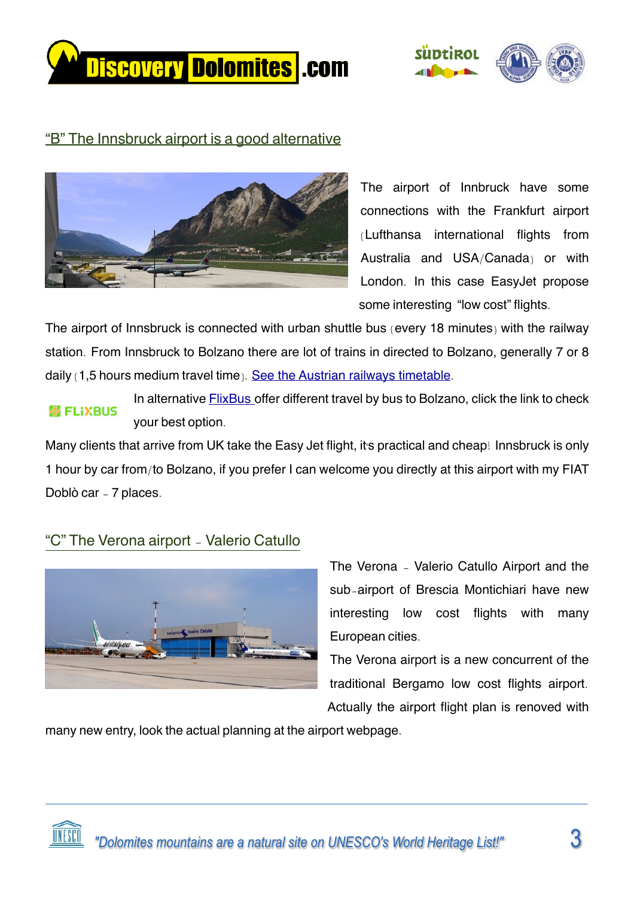## "B" The Innsbruck airport is a good alternative

The airport of Innbruck have some connections with the Frankfurt airport (Lufthansa international flights from Australia and USA/Canada) or with London. In this case EasyJet propose some interesting "low cost" flights.

The airport of Innsbruck is connected with urban shuttle bus (every 18 minutes) with the railway station. From Innsbruck to Bolzano there are lot of trains in directed to Bolzano, generally 7 or 8 daily (1,5 hours medium travel time). [See the Austrian railways timetable](#).

In alternative [FlixBus](#) offer different travel by bus to Bolzano, click the link to check your best option.

Many clients that arrive from UK take the Easy Jet flight, it's practical and cheap! Innsbruck is only 1 hour by car from/to Bolzano, if you prefer I can welcome you directly at this airport with my FIAT Doblò car - 7 places.

## "C" The Verona airport - Valerio Catullo

The Verona - Valerio Catullo Airport and the sub-airport of Brescia Montichiari have new interesting low cost flights with many European cities.

The Verona airport is a new concurrent of the traditional Bergamo low cost flights airport. Actually the airport flight plan is renoved with many new entry, look the actual planning at the airport webpage.

*"Dolomites mountains are a natural site on UNESCO's World Heritage List!"*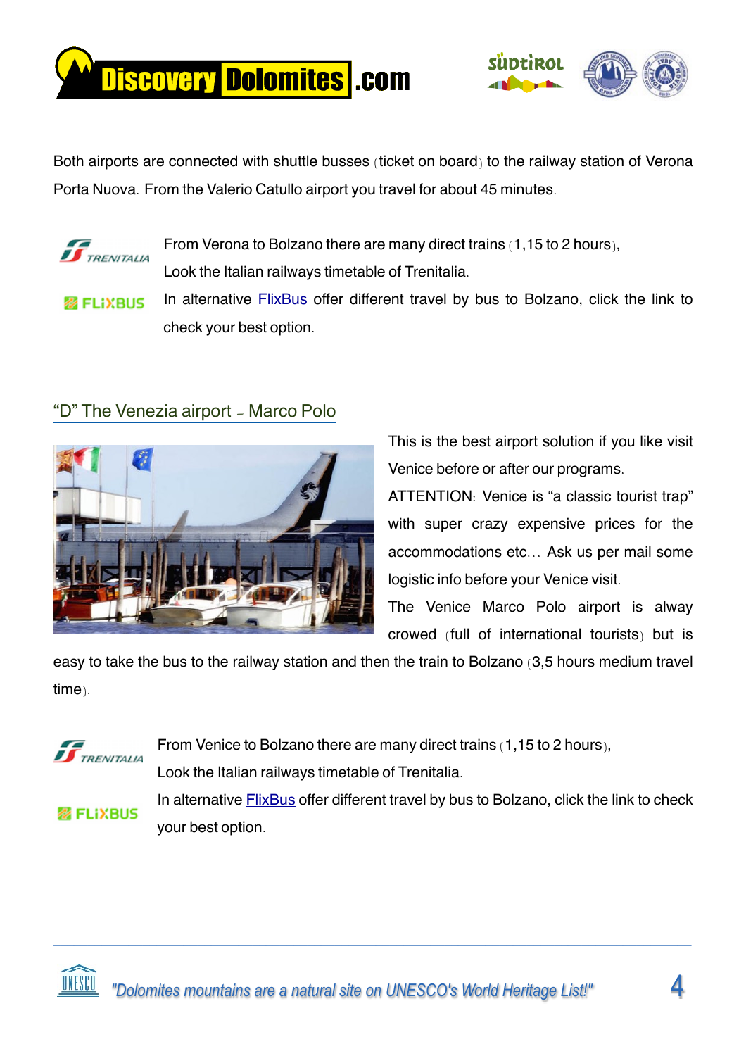Both airports are connected with shuttle busses (ticket on board) to the railway station of Verona Porta Nuova. From the Valerio Catullo airport you travel for about 45 minutes.

From Verona to Bolzano there are many direct trains (1,15 to 2 hours),
Look the Italian railways timetable of Trenitalia.

In alternative FlixBus offer different travel by bus to Bolzano, click the link to check your best option.

## “D” The Venezia airport – Marco Polo

This is the best airport solution if you like visit Venice before or after our programs.

ATTENTION: Venice is “a classic tourist trap” with super crazy expensive prices for the accommodations etc... Ask us per mail some logistic info before your Venice visit.

The Venice Marco Polo airport is alway crowed (full of international tourists) but is easy to take the bus to the railway station and then the train to Bolzano (3,5 hours medium travel time).

From Venice to Bolzano there are many direct trains (1,15 to 2 hours),
Look the Italian railways timetable of Trenitalia.

In alternative FlixBus offer different travel by bus to Bolzano, click the link to check your best option.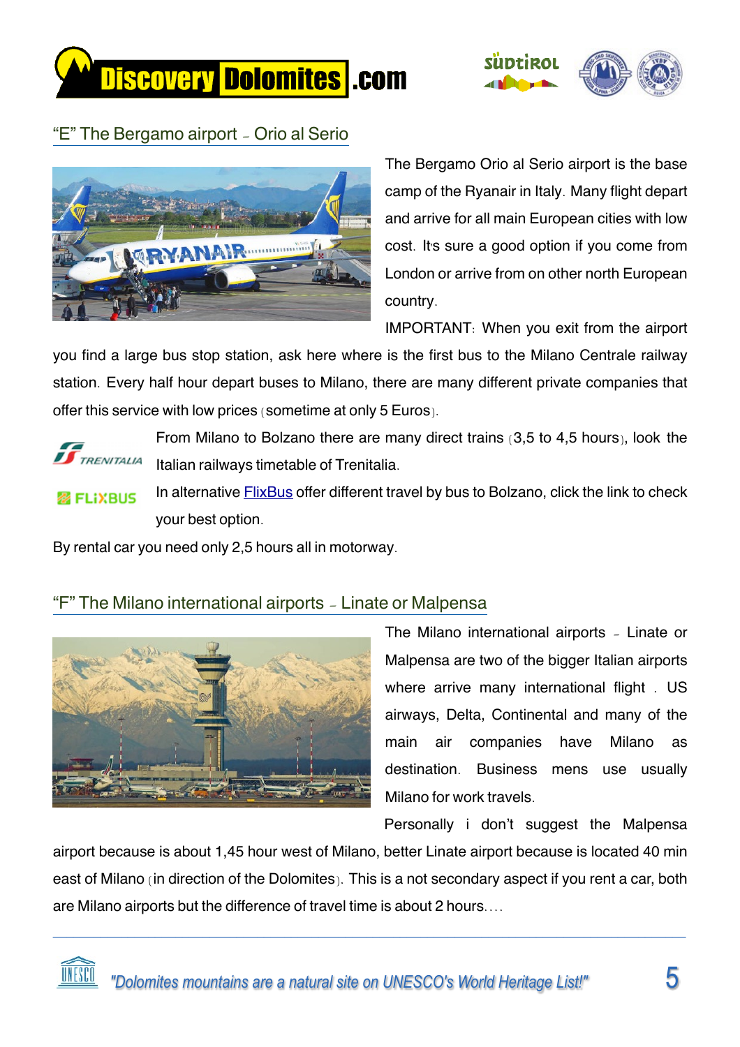## “E” The Bergamo airport – Orio al Serio

The Bergamo Orio al Serio airport is the base camp of the Ryanair in Italy. Many flight depart and arrive for all main European cities with low cost. It's sure a good option if you come from London or arrive from on other north European country.

IMPORTANT: When you exit from the airport you find a large bus stop station, ask here where is the first bus to the Milano Centrale railway station. Every half hour depart buses to Milano, there are many different private companies that offer this service with low prices (sometime at only 5 Euros).

From Milano to Bolzano there are many direct trains (3,5 to 4,5 hours), look the Italian railways timetable of Trenitalia.

In alternative FlixBus offer different travel by bus to Bolzano, click the link to check your best option.

By rental car you need only 2,5 hours all in motorway.

## “F” The Milano international airports – Linate or Malpensa

The Milano international airports – Linate or Malpensa are two of the bigger Italian airports where arrive many international flight . US airways, Delta, Continental and many of the main air companies have Milano as destination. Business mens use usually Milano for work travels.

Personally i don’t suggest the Malpensa airport because is about 1,45 hour west of Milano, better Linate airport because is located 40 min east of Milano (in direction of the Dolomites). This is a not secondary aspect if you rent a car, both are Milano airports but the difference of travel time is about 2 hours....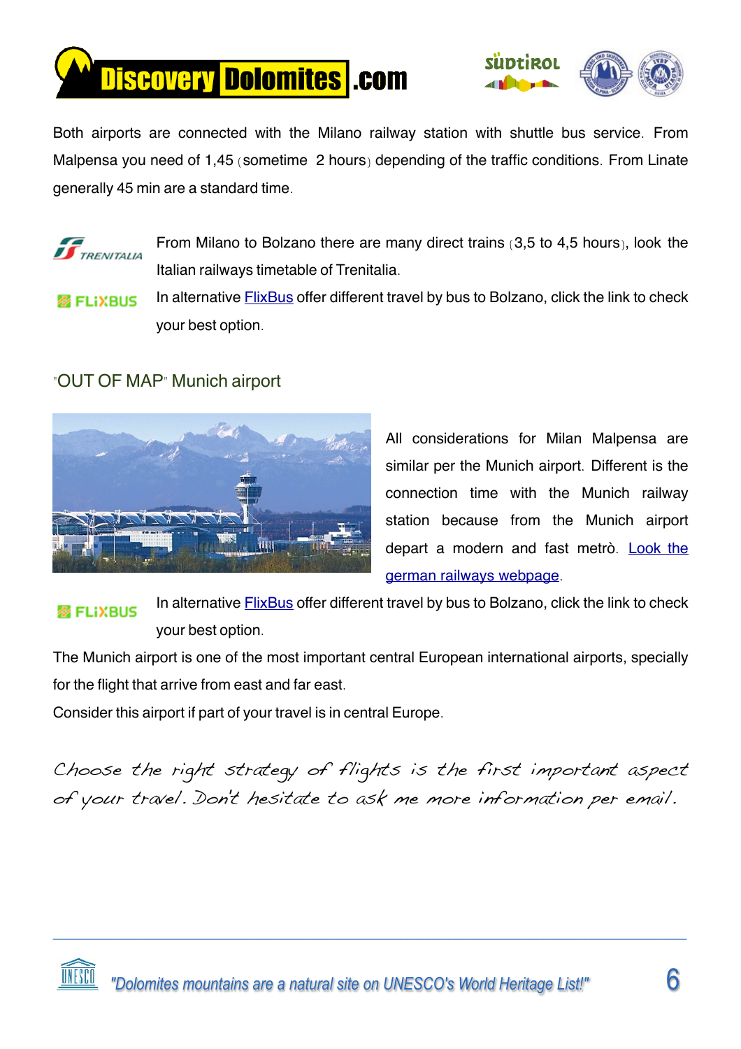Both airports are connected with the Milano railway station with shuttle bus service. From Malpensa you need of 1,45 (sometime 2 hours) depending of the traffic conditions. From Linate generally 45 min are a standard time.

From Milano to Bolzano there are many direct trains (3,5 to 4,5 hours), look the Italian railways timetable of Trenitalia.

In alternative FlixBus offer different travel by bus to Bolzano, click the link to check your best option.

## "OUT OF MAP" Munich airport

All considerations for Milan Malpensa are similar per the Munich airport. Different is the connection time with the Munich railway station because from the Munich airport depart a modern and fast metrò. Look the german railways webpage.

In alternative FlixBus offer different travel by bus to Bolzano, click the link to check your best option.

The Munich airport is one of the most important central European international airports, specially for the flight that arrive from east and far east.

Consider this airport if part of your travel is in central Europe.

*Choose the right strategy of flights is the first important aspect of your travel. Don't hesitate to ask me more information per email.*

*"Dolomites mountains are a natural site on UNESCO's World Heritage List!"*